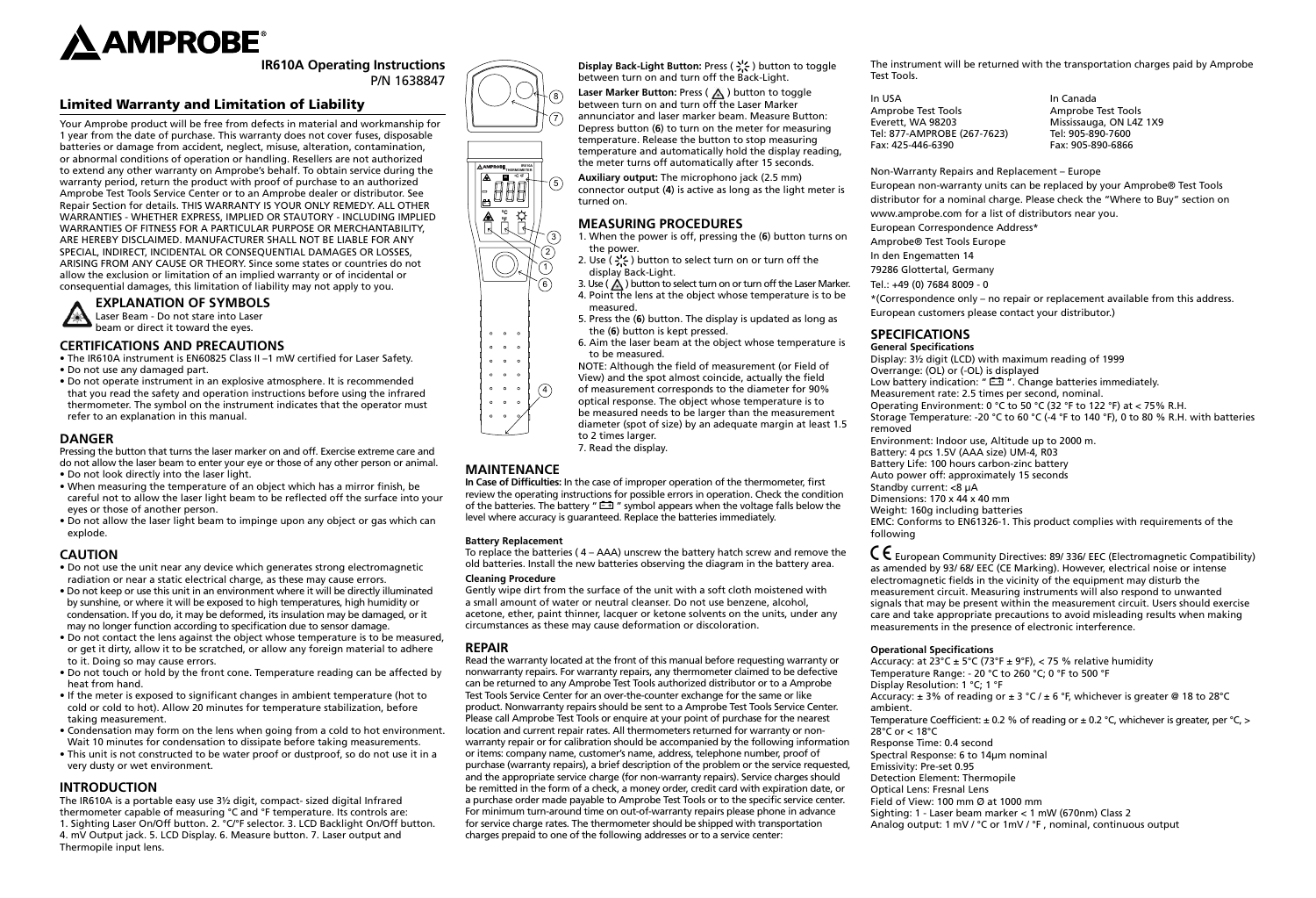# AMPROBE®

**IR610A Operating Instructions**
P/N 1638847

## Limited Warranty and Limitation of Liability

Your Amprobe product will be free from defects in material and workmanship for 1 year from the date of purchase. This warranty does not cover fuses, disposable batteries or damage from accident, neglect, misuse, alteration, contamination, or abnormal conditions of operation or handling. Resellers are not authorized to extend any other warranty on Amprobe's behalf. To obtain service during the warranty period, return the product with proof of purchase to an authorized Amprobe Test Tools Service Center or to an Amprobe dealer or distributor. See Repair Section for details. THIS WARRANTY IS YOUR ONLY REMEDY. ALL OTHER WARRANTIES - WHETHER EXPRESS, IMPLIED OR STAUTORY - INCLUDING IMPLIED WARRANTIES OF FITNESS FOR A PARTICULAR PURPOSE OR MERCHANTABILITY, ARE HEREBY DISCLAIMED. MANUFACTURER SHALL NOT BE LIABLE FOR ANY SPECIAL, INDIRECT, INCIDENTAL OR CONSEQUENTIAL DAMAGES OR LOSSES, ARISING FROM ANY CAUSE OR THEORY. Since some states or countries do not allow the exclusion or limitation of an implied warranty or of incidental or consequential damages, this limitation of liability may not apply to you.

## EXPLANATION OF SYMBOLS

Laser Beam - Do not stare into Laser beam or direct it toward the eyes.

## CERTIFICATIONS AND PRECAUTIONS

- The IR610A instrument is EN60825 Class II –1 mW certified for Laser Safety.
- Do not use any damaged part.
- Do not operate instrument in an explosive atmosphere. It is recommended that you read the safety and operation instructions before using the infrared thermometer. The symbol on the instrument indicates that the operator must refer to an explanation in this manual.

## DANGER

Pressing the button that turns the laser marker on and off. Exercise extreme care and do not allow the laser beam to enter your eye or those of any other person or animal.

- Do not look directly into the laser light.
- When measuring the temperature of an object which has a mirror finish, be careful not to allow the laser light beam to be reflected off the surface into your eyes or those of another person.
- Do not allow the laser light beam to impinge upon any object or gas which can explode.

## CAUTION

- Do not use the unit near any device which generates strong electromagnetic radiation or near a static electrical charge, as these may cause errors.
- Do not keep or use this unit in an environment where it will be directly illuminated by sunshine, or where it will be exposed to high temperatures, high humidity or condensation. If you do, it may be deformed, its insulation may be damaged, or it may no longer function according to specification due to sensor damage.
- Do not contact the lens against the object whose temperature is to be measured, or get it dirty, allow it to be scratched, or allow any foreign material to adhere to it. Doing so may cause errors.
- Do not touch or hold by the front cone. Temperature reading can be affected by heat from hand.
- If the meter is exposed to significant changes in ambient temperature (hot to cold or cold to hot). Allow 20 minutes for temperature stabilization, before taking measurement.
- Condensation may form on the lens when going from a cold to hot environment. Wait 10 minutes for condensation to dissipate before taking measurements.
- This unit is not constructed to be water proof or dustproof, so do not use it in a very dusty or wet environment.

## INTRODUCTION

The IR610A is a portable easy use 3½ digit, compact- sized digital Infrared thermometer capable of measuring °C and °F temperature. Its controls are: 1. Sighting Laser On/Off button. 2. °C/°F selector. 3. LCD Backlight On/Off button. 4. mV Output jack. 5. LCD Display. 6. Measure button. 7. Laser output and Thermopile input lens.

**Display Back-Light Button:** Press ( ☼ ) button to toggle between turn on and turn off the Back-Light.

**Laser Marker Button:** Press ( ⚠ ) button to toggle between turn on and turn off the Laser Marker annunciator and laser marker beam. Measure Button: Depress button (**6**) to turn on the meter for measuring temperature. Release the button to stop measuring temperature and automatically hold the display reading, the meter turns off automatically after 15 seconds.

**Auxiliary output:** The microphono jack (2.5 mm) connector output (**4**) is active as long as the light meter is turned on.

## MEASURING PROCEDURES

1. When the power is off, pressing the (**6**) button turns on the power.
2. Use ( ☼ ) button to select turn on or turn off the display Back-Light.
3. Use ( ⚠ ) button to select turn on or turn off the Laser Marker.
4. Point the lens at the object whose temperature is to be measured.
5. Press the (**6**) button. The display is updated as long as the (**6**) button is kept pressed.
6. Aim the laser beam at the object whose temperature is to be measured.

NOTE: Although the field of measurement (or Field of View) and the spot almost coincide, actually the field of measurement corresponds to the diameter for 90% optical response. The object whose temperature is to be measured needs to be larger than the measurement diameter (size of spot) by an adequate margin at least 1.5 to 2 times larger.

7. Read the display.

## MAINTENANCE

**In Case of Difficulties:** In the case of improper operation of the thermometer, first review the operating instructions for possible errors in operation. Check the condition of the batteries. The battery " 🔋 " symbol appears when the voltage falls below the level where accuracy is guaranteed. Replace the batteries immediately.

**Battery Replacement**

To replace the batteries ( 4 – AAA) unscrew the battery hatch screw and remove the old batteries. Install the new batteries observing the diagram in the battery area.

**Cleaning Procedure**

Gently wipe dirt from the surface of the unit with a soft cloth moistened with a small amount of water or neutral cleanser. Do not use benzene, alcohol, acetone, ether, paint thinner, lacquer or ketone solvents on the units, under any circumstances as these may cause deformation or discoloration.

## REPAIR

Read the warranty located at the front of this manual before requesting warranty or nonwarranty repairs. For warranty repairs, any thermometer claimed to be defective can be returned to any Amprobe Test Tools authorized distributor or to a Amprobe Test Tools Service Center for an over-the-counter exchange for the same or like product. Nonwarranty repairs should be sent to a Amprobe Test Tools Service Center. Please call Amprobe Test Tools or enquire at your point of purchase for the nearest location and current repair rates. All thermometers returned for warranty or non-warranty repair or for calibration should be accompanied by the following information or items: company name, customer's name, address, telephone number, proof of purchase (warranty repairs), a brief description of the problem or the service requested, and the appropriate service charge (for non-warranty repairs). Service charges should be remitted in the form of a check, a money order, credit card with expiration date, or a purchase order made payable to Amprobe Test Tools or to the specific service center. For minimum turn-around time on out-of-warranty repairs please phone in advance for service charge rates. The thermometer should be shipped with transportation charges prepaid to one of the following addresses or to a service center:

The instrument will be returned with the transportation charges paid by Amprobe Test Tools.

| In USA | In Canada |
|---|---|
| Amprobe Test Tools | Amprobe Test Tools |
| Everett, WA 98203 | Mississauga, ON L4Z 1X9 |
| Tel: 877-AMPROBE (267-7623) | Tel: 905-890-7600 |
| Fax: 425-446-6390 | Fax: 905-890-6866 |

Non-Warranty Repairs and Replacement – Europe

European non-warranty units can be replaced by your Amprobe® Test Tools distributor for a nominal charge. Please check the "Where to Buy" section on www.amprobe.com for a list of distributors near you.

European Correspondence Address*

Amprobe® Test Tools Europe

In den Engematten 14

79286 Glottertal, Germany

Tel.: +49 (0) 7684 8009 - 0

*(Correspondence only – no repair or replacement available from this address. European customers please contact your distributor.)

## SPECIFICATIONS

**General Specifications**

Display: 3½ digit (LCD) with maximum reading of 1999
Overrange: (OL) or (-OL) is displayed
Low battery indication: " 🔋 ". Change batteries immediately.
Measurement rate: 2.5 times per second, nominal.
Operating Environment: 0 °C to 50 °C (32 °F to 122 °F) at < 75% R.H.
Storage Temperature: -20 °C to 60 °C (-4 °F to 140 °F), 0 to 80 % R.H. with batteries removed
Environment: Indoor use, Altitude up to 2000 m.
Battery: 4 pcs 1.5V (AAA size) UM-4, R03
Battery Life: 100 hours carbon-zinc battery
Auto power off: approximately 15 seconds
Standby current: <8 µA
Dimensions: 170 x 44 x 40 mm
Weight: 160g including batteries
EMC: Conforms to EN61326-1. This product complies with requirements of the following

CE European Community Directives: 89/ 336/ EEC (Electromagnetic Compatibility) as amended by 93/ 68/ EEC (CE Marking). However, electrical noise or intense electromagnetic fields in the vicinity of the equipment may disturb the measurement circuit. Measuring instruments will also respond to unwanted signals that may be present within the measurement circuit. Users should exercise care and take appropriate precautions to avoid misleading results when making measurements in the presence of electronic interference.

**Operational Specifications**

Accuracy: at 23°C ± 5°C (73°F ± 9°F), < 75 % relative humidity
Temperature Range: - 20 °C to 260 °C; 0 °F to 500 °F
Display Resolution: 1 °C; 1 °F
Accuracy: ± 3% of reading or ± 3 °C / ± 6 °F, whichever is greater @ 18 to 28°C ambient.
Temperature Coefficient: ± 0.2 % of reading or ± 0.2 °C, whichever is greater, per °C, > 28°C or < 18°C
Response Time: 0.4 second
Spectral Response: 6 to 14µm nominal
Emissivity: Pre-set 0.95
Detection Element: Thermopile
Optical Lens: Fresnal Lens
Field of View: 100 mm Ø at 1000 mm
Sighting: 1 - Laser beam marker < 1 mW (670nm) Class 2
Analog output: 1 mV / °C or 1mV / °F , nominal, continuous output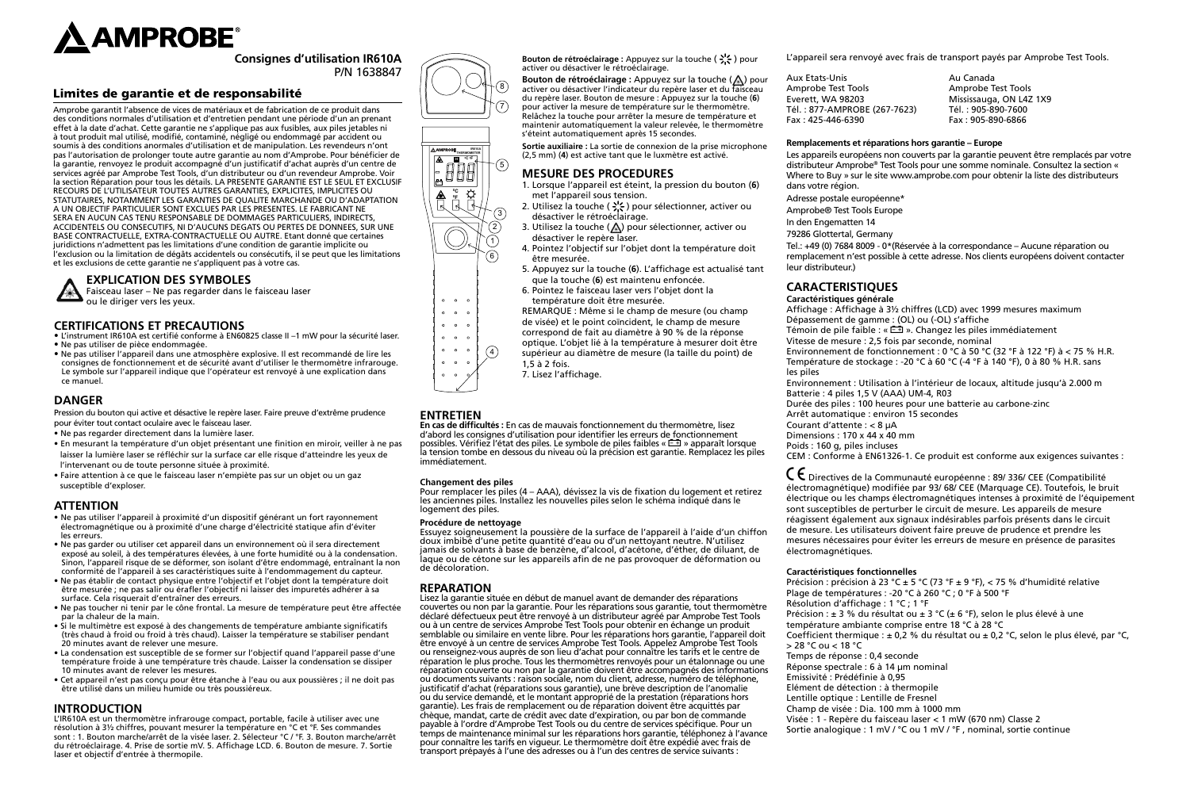# AMPROBE

**Consignes d'utilisation IR610A**
P/N 1638847

## Limites de garantie et de responsabilité

Amprobe garantit l'absence de vices de matériaux et de fabrication de ce produit dans des conditions normales d'utilisation et d'entretien pendant une période d'un an prenant effet à la date d'achat. Cette garantie ne s'applique pas aux fusibles, aux piles jetables ni à tout produit mal utilisé, modifié, contaminé, négligé ou endommagé par accident ou soumis à des conditions anormales d'utilisation et de manipulation. Les revendeurs n'ont pas l'autorisation de prolonger toute autre garantie au nom d'Amprobe. Pour bénéficier de la garantie, renvoyez le produit accompagné d'un justificatif d'achat auprès d'un centre de services agréé par Amprobe Test Tools, d'un distributeur ou d'un revendeur Amprobe. Voir la section Réparation pour tous les détails. LA PRESENTE GARANTIE EST LE SEUL ET EXCLUSIF RECOURS DE L'UTILISATEUR TOUTES AUTRES GARANTIES, EXPLICITES, IMPLICITES OU STATUTAIRES, NOTAMMENT LES GARANTIES DE QUALITE MARCHANDE OU D'ADAPTATION A UN OBJECTIF PARTICULIER SONT EXCLUES PAR LES PRESENTES. LE FABRICANT NE SERA EN AUCUN CAS TENU RESPONSABLE DE DOMMAGES PARTICULIERS, INDIRECTS, ACCIDENTELS OU CONSECUTIFS, NI D'AUCUNS DEGATS OU PERTES DE DONNEES, SUR UNE BASE CONTRACTUELLE, EXTRA-CONTRACTUELLE OU AUTRE. Etant donné que certaines juridictions n'admettent pas les limitations d'une condition de garantie implicite ou l'exclusion ou la limitation de dégâts accidentels ou consécutifs, il se peut que les limitations et les exclusions de cette garantie ne s'appliquent pas à votre cas.

## EXPLICATION DES SYMBOLES

Faisceau laser – Ne pas regarder dans le faisceau laser ou le diriger vers les yeux.

## CERTIFICATIONS ET PRECAUTIONS

- L'instrument IR610A est certifié conforme à EN60825 classe II –1 mW pour la sécurité laser.
- Ne pas utiliser de pièce endommagée.
- Ne pas utiliser l'appareil dans une atmosphère explosive. Il est recommandé de lire les consignes de fonctionnement et de sécurité avant d'utiliser le thermomètre infrarouge. Le symbole sur l'appareil indique que l'opérateur est renvoyé à une explication dans ce manuel.

## DANGER

Pression du bouton qui active et désactive le repère laser. Faire preuve d'extrême prudence pour éviter tout contact oculaire avec le faisceau laser.

- Ne pas regarder directement dans la lumière laser.
- En mesurant la température d'un objet présentant une finition en miroir, veiller à ne pas laisser la lumière laser se réfléchir sur la surface car elle risque d'atteindre les yeux de l'intervenant ou de toute personne située à proximité.
- Faire attention à ce que le faisceau laser n'empiète pas sur un objet ou un gaz susceptible d'exploser.

## ATTENTION

- Ne pas utiliser l'appareil à proximité d'un dispositif générant un fort rayonnement électromagnétique ou à proximité d'une charge d'électricité statique afin d'éviter les erreurs.
- Ne pas garder ou utiliser cet appareil dans un environnement où il sera directement exposé au soleil, à des températures élevées, à une forte humidité ou à la condensation. Sinon, l'appareil risque de se déformer, son isolant d'être endommagé, entraînant la non conformité de l'appareil à ses caractéristiques suite à l'endommagement du capteur.
- Ne pas établir de contact physique entre l'objectif et l'objet dont la température doit être mesurée ; ne pas salir ou érafler l'objectif ni laisser des impuretés adhérer à sa surface. Cela risquerait d'entraîner des erreurs.
- Ne pas toucher ni tenir par le cône frontal. La mesure de température peut être affectée par la chaleur de la main.
- Si le multimètre est exposé à des changements de température ambiante significatifs (très chaud à froid ou froid à très chaud). Laisser la température se stabiliser pendant 20 minutes avant de relever une mesure.
- La condensation est susceptible de se former sur l'objectif quand l'appareil passe d'une température froide à une température très chaude. Laisser la condensation se dissiper 10 minutes avant de relever les mesures.
- Cet appareil n'est pas conçu pour être étanche à l'eau ou aux poussières ; il ne doit pas être utilisé dans un milieu humide ou très poussiéreux.

## INTRODUCTION

L'IR610A est un thermomètre infrarouge compact, portable, facile à utiliser avec une résolution à 3½ chiffres, pouvant mesurer la température en °C et °F. Ses commandes sont : 1. Bouton marche/arrêt de la visée laser. 2. Sélecteur °C / °F. 3. Bouton marche/arrêt du rétroéclairage. 4. Prise de sortie mV. 5. Affichage LCD. 6. Bouton de mesure. 7. Sortie laser et objectif d'entrée à thermopile.

**Bouton de rétroéclairage :** Appuyez sur la touche ( ) pour activer ou désactiver le rétroéclairage.

**Bouton de rétroéclairage :** Appuyez sur la touche ( ) pour activer ou désactiver l'indicateur du repère laser et du faisceau du repère laser. Bouton de mesure : Appuyez sur la touche (**6**) pour activer la mesure de température sur le thermomètre. Relâchez la touche pour arrêter la mesure de température et maintenir automatiquement la valeur relevée, le thermomètre s'éteint automatiquement après 15 secondes.

**Sortie auxiliaire :** La sortie de connexion de la prise microphone (2,5 mm) (**4**) est active tant que le luxmètre est activé.

## MESURE DES PROCEDURES

1. Lorsque l'appareil est éteint, la pression du bouton (**6**) met l'appareil sous tension.
2. Utilisez la touche ( ) pour sélectionner, activer ou désactiver le rétroéclairage.
3. Utilisez la touche ( ) pour sélectionner, activer ou désactiver le repère laser.
4. Pointez l'objectif sur l'objet dont la température doit être mesurée.
5. Appuyez sur la touche (**6**). L'affichage est actualisé tant que la touche (**6**) est maintenu enfoncée.
6. Pointez le faisceau laser vers l'objet dont la température doit être mesurée.

REMARQUE : Même si le champ de mesure (ou champ de visée) et le point coïncident, le champ de mesure correspond de fait au diamètre à 90 % de la réponse optique. L'objet lié à la température à mesurer doit être supérieur au diamètre de mesure (la taille du point) de 1,5 à 2 fois.

7. Lisez l'affichage.

## ENTRETIEN

**En cas de difficultés :** En cas de mauvais fonctionnement du thermomètre, lisez d'abord les consignes d'utilisation pour identifier les erreurs de fonctionnement possibles. Vérifiez l'état des piles. Le symbole de piles faibles « » apparaît lorsque la tension tombe en dessous du niveau où la précision est garantie. Remplacez les piles immédiatement.

**Changement des piles**
Pour remplacer les piles (4 – AAA), dévissez la vis de fixation du logement et retirez les anciennes piles. Installez les nouvelles piles selon le schéma indiqué dans le logement des piles.

**Procédure de nettoyage**
Essuyez soigneusement la poussière de la surface de l'appareil à l'aide d'un chiffon doux imbibé d'une petite quantité d'eau ou d'un nettoyant neutre. N'utilisez jamais de solvants à base de benzène, d'alcool, d'acétone, d'éther, de diluant, de laque ou de cétone sur les appareils afin de ne pas provoquer de déformation ou de décoloration.

## REPARATION

Lisez la garantie située en début de manuel avant de demander des réparations couvertes ou non par la garantie. Pour les réparations sous garantie, tout thermomètre déclaré défectueux peut être renvoyé à un distributeur agréé par Amprobe Test Tools ou à un centre de services Amprobe Test Tools pour obtenir en échange un produit semblable ou similaire en vente libre. Pour les réparations hors garantie, l'appareil doit être envoyé à un centre de services Amprobe Test Tools. Appelez Amprobe Test Tools ou renseignez-vous auprès de son lieu d'achat pour connaître les tarifs et le centre de réparation le plus proche. Tous les thermomètres renvoyés pour un étalonnage ou une réparation couverte ou non par la garantie doivent être accompagnés des informations ou documents suivants : raison sociale, nom du client, adresse, numéro de téléphone, justificatif d'achat (réparations sous garantie), une brève description de l'anomalie ou du service demandé, et le montant approprié de la prestation (réparations hors garantie). Les frais de remplacement ou de réparation doivent être acquittés par chèque, mandat, carte de crédit avec date d'expiration, ou par bon de commande payable à l'ordre d'Amprobe Test Tools ou du centre de services spécifique. Pour un temps de maintenance minimal sur les réparations hors garantie, téléphonez à l'avance pour connaître les tarifs en vigueur. Le thermomètre doit être expédié avec frais de transport prépayés à l'une des adresses ou à l'un des centres de service suivants :

L'appareil sera renvoyé avec frais de transport payés par Amprobe Test Tools.

Aux Etats-Unis
Amprobe Test Tools
Everett, WA 98203
Tél. : 877-AMPROBE (267-7623)
Fax : 425-446-6390

Au Canada
Amprobe Test Tools
Mississauga, ON L4Z 1X9
Tél. : 905-890-7600
Fax : 905-890-6866

**Remplacements et réparations hors garantie – Europe**

Les appareils européens non couverts par la garantie peuvent être remplacés par votre distributeur Amprobe® Test Tools pour une somme nominale. Consultez la section « Where to Buy » sur le site www.amprobe.com pour obtenir la liste des distributeurs dans votre région.

Adresse postale européenne*
Amprobe® Test Tools Europe
In den Engematten 14
79286 Glottertal, Germany
Tel.: +49 (0) 7684 8009 - 0*(Réservée à la correspondance – Aucune réparation ou remplacement n'est possible à cette adresse. Nos clients européens doivent contacter leur distributeur.)

## CARACTERISTIQUES

**Caractéristiques générale**

Affichage : Affichage à 3½ chiffres (LCD) avec 1999 mesures maximum
Dépassement de gamme : (OL) ou (-OL) s'affiche
Témoin de pile faible : « ». Changez les piles immédiatement
Vitesse de mesure : 2,5 fois par seconde, nominal
Environnement de fonctionnement : 0 °C à 50 °C (32 °F à 122 °F) à < 75 % H.R.
Température de stockage : -20 °C à 60 °C (-4 °F à 140 °F), 0 à 80 % H.R. sans les piles
Environnement : Utilisation à l'intérieur de locaux, altitude jusqu'à 2.000 m
Batterie : 4 piles 1,5 V (AAA) UM-4, R03
Durée des piles : 100 heures pour une batterie au carbone-zinc
Arrêt automatique : environ 15 secondes
Courant d'attente : < 8 µA
Dimensions : 170 x 44 x 40 mm
Poids : 160 g, piles incluses
CEM : Conforme à EN61326-1. Ce produit est conforme aux exigences suivantes :

CE Directives de la Communauté européenne : 89/ 336/ CEE (Compatibilité électromagnétique) modifiée par 93/ 68/ CEE (Marquage CE). Toutefois, le bruit électrique ou les champs électromagnétiques intenses à proximité de l'équipement sont susceptibles de perturber le circuit de mesure. Les appareils de mesure réagissent également aux signaux indésirables parfois présents dans le circuit de mesure. Les utilisateurs doivent faire preuve de prudence et prendre les mesures nécessaires pour éviter les erreurs de mesure en présence de parasites électromagnétiques.

**Caractéristiques fonctionnelles**

Précision : précision à 23 °C ± 5 °C (73 °F ± 9 °F), < 75 % d'humidité relative
Plage de températures : -20 °C à 260 °C ; 0 °F à 500 °F
Résolution d'affichage : 1 °C ; 1 °F
Précision : ± 3 % du résultat ou ± 3 °C (± 6 °F), selon le plus élevé à une température ambiante comprise entre 18 °C à 28 °C
Coefficient thermique : ± 0,2 % du résultat ou ± 0,2 °C, selon le plus élevé, par °C, > 28 °C ou < 18 °C
Temps de réponse : 0,4 seconde
Réponse spectrale : 6 à 14 µm nominal
Emissivité : Prédéfinie à 0,95
Elément de détection : à thermopile
Lentille optique : Lentille de Fresnel
Champ de visée : Dia. 100 mm à 1000 mm
Visée : 1 - Repère du faisceau laser < 1 mW (670 nm) Classe 2
Sortie analogique : 1 mV / °C ou 1 mV / °F , nominal, sortie continue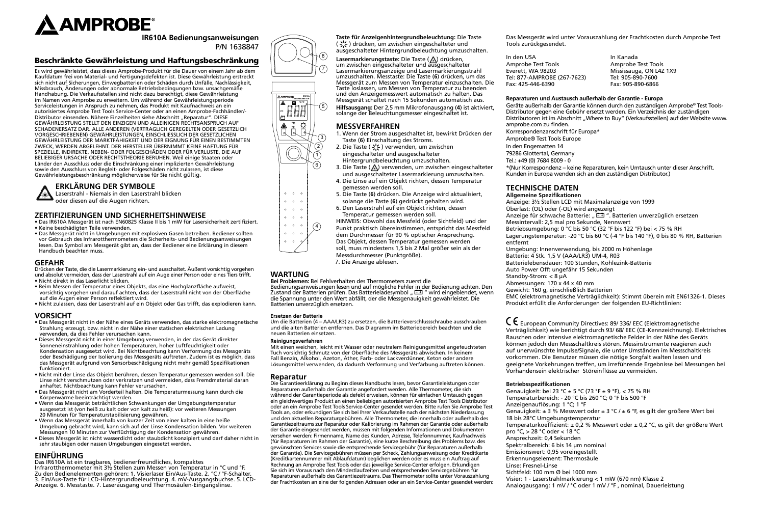# AMPROBE®

**IR610A Bedienungsanweisungen**
P/N 1638847

## Beschränkte Gewährleistung und Haftungsbeschränkung

Es wird gewährleistet, dass dieses Amprobe-Produkt für die Dauer von einem Jahr ab dem Kaufdatum frei von Material- und Fertigungsdefekten ist. Diese Gewährleistung erstreckt sich nicht auf Sicherungen, Einwegbatterien oder Schäden durch Unfälle, Nachlässigkeit, Missbrauch, Änderungen oder abnormale Betriebsbedingungen bzw. unsachgemäße Handhabung. Die Verkaufsstellen sind nicht dazu berechtigt, diese Gewährleistung im Namen von Amprobe zu erweitern. Um während der Gewährleistungsperiode Serviceleistungen in Anspruch zu nehmen, das Produkt mit Kaufnachweis an ein autorisiertes Amprobe Test Tools Service-Center oder an einen Amprobe-Fachhändler/-Distributor einsenden. Nähere Einzelheiten siehe Abschnitt „Reparatur". DIESE GEWÄHRLEISTUNG STELLT DEN EINZIGEN UND ALLEINIGEN RECHTSANSPRUCH AUF SCHADENERSATZ DAR. ALLE ANDEREN (VERTRAGLICH GEREGELTEN ODER GESETZLICH VORGESCHRIEBENEN) GEWÄHRLEISTUNGEN, EINSCHLIESSLICH DER GESETZLICHEN GEWÄHRLEISTUNG DER MARKTFÄHIGKEIT UND DER EIGNUNG FÜR EINEN BESTIMMTEN ZWECK, WERDEN ABGELEHNT. DER HERSTELLER ÜBERNIMMT KEINE HAFTUNG FÜR SPEZIELLE, INDIREKTE, NEBEN- ODER FOLGESCHÄDEN ODER FÜR VERLUSTE, DIE AUF BELIEBIGER URSACHE ODER RECHTSTHEORIE BERUHEN. Weil einige Staaten oder Länder den Ausschluss oder die Einschränkung einer implizierten Gewährleistung sowie den Ausschluss von Begleit- oder Folgeschäden nicht zulassen, ist diese Gewährleistungsbeschränkung möglicherweise für Sie nicht gültig.

## ERKLÄRUNG DER SYMBOLE

Laserstrahl - Niemals in den Laserstrahl blicken oder diesen auf die Augen richten.

## ZERTIFIZIERUNGEN UND SICHERHEITSHINWEISE

- Das IR610A Messgerät ist nach EN60825 Klasse II bis 1 mW für Lasersicherheit zertifiziert.
- Keine beschädigten Teile verwenden.
- Das Messgerät nicht in Umgebungen mit explosiven Gasen betreiben. Bediener sollten vor Gebrauch des Infrarotthermometers die Sicherheits- und Bedienungsanweisungen lesen. Das Symbol am Messgerät gibt an, dass der Bediener eine Erklärung in diesem Handbuch beachten muss.

## GEFAHR

Drücken der Taste, die die Lasermarkierung ein- und ausschaltet. Äußerst vorsichtig vorgehen und absolut vermeiden, dass der Laserstrahl auf ein Auge einer Person oder eines Tiers trifft.

- Nicht direkt in das Laserlicht blicken.
- Beim Messen der Temperatur eines Objekts, das eine Hochglanzfläche aufweist, vorsichtig vorgehen und darauf achten, dass der Laserstrahl nicht von der Oberfläche auf die Augen einer Person reflektiert wird.
- Nicht zulassen, dass der Laserstrahl auf ein Objekt oder Gas trifft, das explodieren kann.

## VORSICHT

- Das Messgerät nicht in der Nähe eines Geräts verwenden, das starke elektromagnetische Strahlung erzeugt, bzw. nicht in der Nähe einer statischen elektrischen Ladung verwenden, da dies Fehler verursachen kann.
- Dieses Messgerät nicht in einer Umgebung verwenden, in der das Gerät direkter Sonneneinstrahlung oder hohen Temperaturen, hoher Luftfeuchtigkeit oder Kondensation ausgesetzt wird. Bei Nichtbeachtung kann Verformung des Messgeräts oder Beschädigung der Isolierung des Messgeräts auftreten. Zudem ist es möglich, dass das Messgerät aufgrund von Sensorbeschädigung nicht mehr gemäß Spezifikationen funktioniert.
- Nicht mit der Linse das Objekt berühren, dessen Temperatur gemessen werden soll. Die Linse nicht verschmutzen oder verkratzen und vermeiden, dass Fremdmaterial daran anhaftet. Nichtbeachtung kann Fehler verursachen.
- Das Messgerät nicht am Vorderteil halten. Die Temperaturmessung kann durch die Körperwärme beeinträchtigt werden.
- Wenn das Messgerät beträchtlichen Schwankungen der Umgebungstemperatur ausgesetzt ist (von heiß zu kalt oder von kalt zu heiß): vor weiteren Messungen 20 Minuten für Temperaturstabilisierung gewähren.
- Wenn das Messgerät innerhalb von kurzer Zeit von einer kalten in eine heiße Umgebung gebracht wird, kann sich auf der Linse Kondensation bilden. Vor weiteren Messungen 10 Minuten zur Verflüchtigung der Kondensation gewähren.
- Dieses Messgerät ist nicht wasserdicht oder staubdicht konzipiert und darf daher nicht in sehr staubigen oder nassen Umgebungen eingesetzt werden.

## EINFÜHRUNG

Das IR610A ist ein tragbares, bedienerfreundliches, kompaktes Infrarotthermometer mit 3½ Stellen zum Messen von Temperatur in °C und °F. Zu den Bedienelementen gehören: 1. Visierlaser Ein/Aus-Taste. 2. °C / °F-Schalter. 3. Ein/Aus-Taste für LCD-Hintergrundbeleuchtung. 4. mV-Ausgangsbuchse. 5. LCD-Anzeige. 6. Messtaste. 7. Laserausgang und Thermosäulen-Eingangslinse.

**Taste für Anzeigenhintergrundbeleuchtung:** Die Taste ( ) drücken, um zwischen eingeschalteter und ausgeschalteter Hintergrundbeleuchtung umzuschalten.

**Lasermarkierungstaste:** Die Taste ( ) drücken, um zwischen eingeschalteter und ausgeschalteter Lasermarkierungsanzeige und Lasermarkierungsstrahl umzuschalten. Messtaste: Die Taste (**6**) drücken, um das Messgerät zum Messen von Temperatur einzuschalten. Die Taste loslassen, um Messen von Temperatur zu beenden und den Anzeigemesswert automatisch zu halten. Das Messgerät schaltet nach 15 Sekunden automatisch aus.

**Hilfsausgang:** Der 2,5 mm Mikrofonausgang (**4**) ist aktiviert, solange der Beleuchtungsmesser eingeschaltet ist.

## MESSVERFAHREN

1. Wenn der Strom ausgeschaltet ist, bewirkt Drücken der Taste (**6**) Einschaltung des Stroms.
2. Die Taste ( ) verwenden, um zwischen eingeschalteter und ausgeschalteter Hintergrundbeleuchtung umzuschalten.
3. Die Taste ( ) verwenden, um zwischen eingeschalteter und ausgeschalteter Lasermarkierung umzuschalten.
4. Die Linse auf ein Objekt richten, dessen Temperatur gemessen werden soll.
5. Die Taste (**6**) drücken. Die Anzeige wird aktualisiert, solange die Taste (**6**) gedrückt gehalten wird.
6. Den Laserstrahl auf ein Objekt richten, dessen Temperatur gemessen werden soll.

HINWEIS: Obwohl das Messfeld (oder Sichtfeld) und der Punkt praktisch übereinstimmen, entspricht das Messfeld dem Durchmesser für 90 % optischer Ansprechung. Das Objekt, dessen Temperatur gemessen werden soll, muss mindestens 1,5 bis 2 Mal größer sein als der Messdurchmesser (Punktgröße).

7. Die Anzeige ablesen.

## WARTUNG

**Bei Problemen:** Bei Fehlverhalten des Thermometers zuerst die Bedienungsanweisungen lesen und auf mögliche Fehler in der Bedienung achten. Den Zustand der Batterien prüfen. Das Batterieladesymbol „ " wird eingeblendet, wenn die Spannung unter den Wert abfällt, der die Messgenauigkeit gewährleistet. Die Batterien unverzüglich ersetzen.

**Ersetzen der Batterie**

Um die Batterien (4 – AAA/LR3) zu ersetzen, die Batterieverschlussschraube ausschrauben und die alten Batterien entfernen. Das Diagramm im Batteriebereich beachten und die neuen Batterien einsetzen.

**Reinigungsverfahren**

Mit einem weichen, leicht mit Wasser oder neutralem Reinigungsmittel angefeuchteten Tuch vorsichtig Schmutz von der Oberfläche des Messgeräts abwischen. In keinem Fall Benzin, Alkohol, Azeton, Äther, Farb- oder Lackverdünner, Keton oder andere Lösungsmittel verwenden, da dadurch Verformung und Verfärbung auftreten können.

### Reparatur

Die Garantieerklärung zu Beginn dieses Handbuchs lesen, bevor Garantieleistungen oder Reparaturen außerhalb der Garantie angefordert werden. Alle Thermometer, die sich während der Garantieperiode als defekt erweisen, können für einfachen Umtausch gegen ein gleichwertiges Produkt an einen beliebigen autorisierten Amprobe Test Tools Distributor oder an ein Amprobe Test Tools Service-Center gesendet werden. Bitte rufen Sie Amprobe Test Tools an, oder erkundigen Sie sich bei Ihrer Verkaufsstelle nach der nächsten Niederlassung und den aktuellen Reparaturgebühren. Alle Thermometer, die innerhalb oder außerhalb des Garantiezeitraums zur Reparatur oder Kalibrierung im Rahmen der Garantie oder außerhalb der Garantie eingesendet werden, müssen mit folgenden Informationen und Dokumenten versehen werden: Firmenname, Name des Kunden, Adresse, Telefonnummer, Kaufnachweis (für Reparaturen im Rahmen der Garantie), eine kurze Beschreibung des Problems bzw. des gewünschten Services sowie die entsprechende Servicegebühr (für Reparaturen außerhalb der Garantie). Die Servicegebühren müssen per Scheck, Zahlungsanweisung oder Kreditkarte (Kreditkartennummer mit Ablaufdatum) beglichen werden oder es muss ein Auftrag auf Rechnung an Amprobe Test Tools oder das jeweilige Service-Center erfolgen. Erkundigen Sie sich im Voraus nach den Mindestlaufzeiten und entsprechenden Servicegebühren für Reparaturen außerhalb des Garantiezeitraums. Das Thermometer sollte unter Vorauszahlung der Frachtkosten an eine der folgenden Adressen oder an ein Service-Center gesendet werden: Das Messgerät wird unter Vorauszahlung der Frachtkosten durch Amprobe Test Tools zurückgesendet.

| In den USA | In Kanada |
|---|---|
| Amprobe Test Tools | Amprobe Test Tools |
| Everett, WA 98203 | Mississauga, ON L4Z 1X9 |
| Tel: 877-AMPROBE (267-7623) | Tel: 905-890-7600 |
| Fax: 425-446-6390 | Fax: 905-890-6866 |

**Reparaturen und Austausch außerhalb der Garantie - Europa**

Geräte außerhalb der Garantie können durch den zuständigen Amprobe® Test Tools-Distributor gegen eine Gebühr ersetzt werden. Ein Verzeichnis der zuständigen Distributoren ist im Abschnitt „Where to Buy" (Verkaufsstellen) auf der Website www.amprobe.com zu finden.

Korrespondenzanschrift für Europa*
Amprobe® Test Tools Europe
In den Engematten 14
79286 Glottertal, Germany
Tel.: +49 (0) 7684 8009 - 0

*(Nur Korrespondenz – keine Reparaturen, kein Umtausch unter dieser Anschrift. Kunden in Europa wenden sich an den zuständigen Distributor.)

## TECHNISCHE DATEN

**Allgemeine Spezifikationen**

Anzeige: 3½ Stellen LCD mit Maximalanzeige von 1999
Überlast: (OL) oder (-OL) wird angezeigt
Anzeige für schwache Batterie: „ ". Batterien unverzüglich ersetzen
Messintervall: 2,5 mal pro Sekunde, Nennwert
Betriebsumgebung: 0 °C bis 50 °C (32 °F bis 122 °F) bei < 75 % RH
Lagerungstemperatur: -20 °C bis 60 °C (-4 °F bis 140 °F), 0 bis 80 % RH, Batterien entfernt
Umgebung: Innenverwendung, bis 2000 m Höhenlage
Batterie: 4 Stk. 1,5 V (AAA/LR3) UM-4, R03
Batterielebensdauer: 100 Stunden, Kohlezink-Batterie
Auto Power Off: ungefähr 15 Sekunden
Standby-Strom: < 8 µA
Abmessungen: 170 x 44 x 40 mm
Gewicht: 160 g, einschließlich Batterien
EMC (elektromagnetische Verträglichkeit): Stimmt überein mit EN61326-1. Dieses Produkt erfüllt die Anforderungen der folgenden EU-Richtlinien:

CE European Community Directives: 89/ 336/ EEC (Elektromagnetische Verträglichkeit) wie berichtigt durch 93/ 68/ EEC (CE-Kennzeichnung). Elektrisches Rauschen oder intensive elektromagnetische Felder in der Nähe des Geräts können jedoch den Messschaltkreis stören. Messinstrumente reagieren auch auf unerwünschte Impulse/Signale, die unter Umständen im Messschaltkreis vorkommen. Die Benutzer müssen die nötige Sorgfalt walten lassen und geeignete Vorkehrungen treffen, um irreführende Ergebnisse bei Messungen bei Vorhandensein elektrischer Störeinflüsse zu vermeiden.

**Betriebsspezifikationen**

Genauigkeit: bei 23 °C ± 5 °C (73 °F ± 9 °F), < 75 % RH
Temperaturbereich: - 20 °C bis 260 °C; 0 °F bis 500 °F
Anzeigenauflösung: 1 °C; 1 °F
Genauigkeit: ± 3 % Messwert oder ± 3 °C / ± 6 °F, es gilt der größere Wert bei 18 bis 28°C Umgebungstemperatur
Temperaturkoeffizient: ± 0,2 % Messwert oder ± 0,2 °C, es gilt der größere Wert pro °C, > 28 °C oder < 18 °C
Ansprechzeit: 0,4 Sekunden
Spektralbereich: 6 bis 14 µm nominal
Emissionswert: 0,95 voreingestellt
Erkennungselement: Thermosäule
Linse: Fresnel-Linse
Sichtfeld: 100 mm Ø bei 1000 mm
Visier: 1 - Laserstrahlmarkierung < 1 mW (670 nm) Klasse 2
Analogausgang: 1 mV / °C oder 1 mV / °F , nominal, Dauerleistung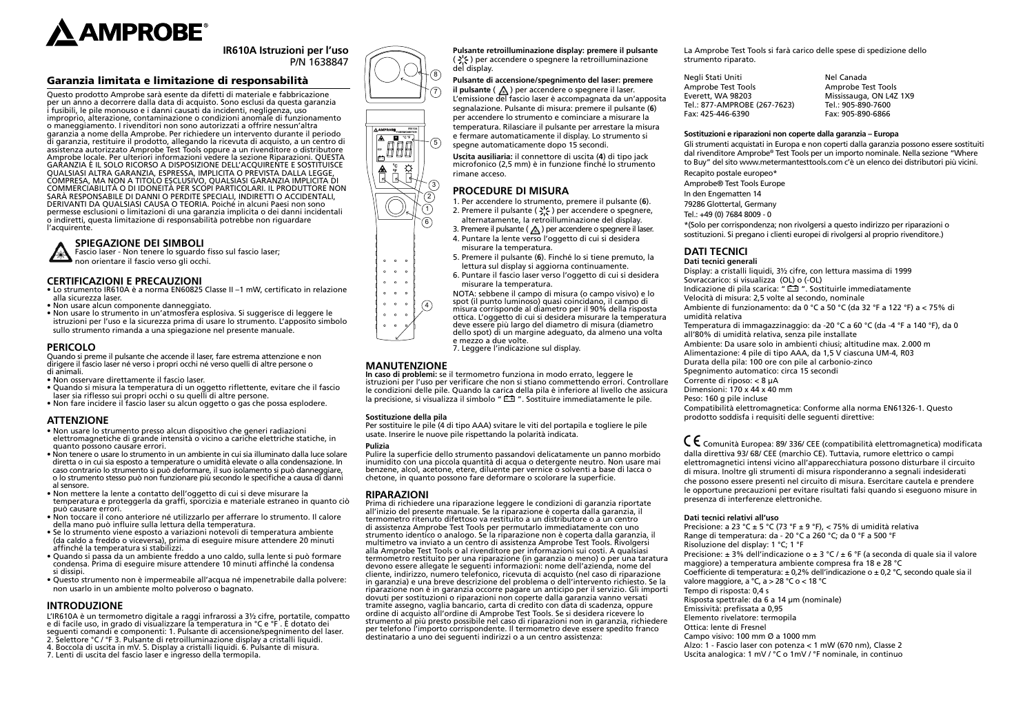# AMPROBE

**IR610A Istruzioni per l'uso**
P/N 1638847

## Garanzia limitata e limitazione di responsabilità

Questo prodotto Amprobe sarà esente da difetti di materiale e fabbricazione per un anno a decorrere dalla data di acquisto. Sono esclusi da questa garanzia i fusibili, le pile monouso e i danni causati da incidenti, negligenza, uso improprio, alterazione, contaminazione o condizioni anomale di funzionamento o maneggiamento. I rivenditori non sono autorizzati a offrire nessun'altra garanzia a nome della Amprobe. Per richiedere un intervento durante il periodo di garanzia, restituire il prodotto, allegando la ricevuta di acquisto, a un centro di assistenza autorizzato Amprobe Test Tools oppure a un rivenditore o distributore Amprobe locale. Per ulteriori informazioni vedere la sezione Riparazioni. QUESTA GARANZIA È IL SOLO RICORSO A DISPOSIZIONE DELL'ACQUIRENTE E SOSTITUISCE QUALSIASI ALTRA GARANZIA, ESPRESSA, IMPLICITA O PREVISTA DALLA LEGGE, COMPRESA, MA NON A TITOLO ESCLUSIVO, QUALSIASI GARANZIA IMPLICITA DI COMMERCIABILITÀ O DI IDONEITÀ PER SCOPI PARTICOLARI. IL PRODUTTORE NON SARÀ RESPONSABILE DI DANNI O PERDITE SPECIALI, INDIRETTI O ACCIDENTALI, DERIVANTI DA QUALSIASI CAUSA O TEORIA. Poiché in alcuni Paesi non sono permesse esclusioni o limitazioni di una garanzia implicita o dei danni incidentali o indiretti, questa limitazione di responsabilità potrebbe non riguardare l'acquirente.

### SPIEGAZIONE DEI SIMBOLI

Fascio laser - Non tenere lo sguardo fisso sul fascio laser; non orientare il fascio verso gli occhi.

### CERTIFICAZIONI E PRECAUZIONI

- Lo strumento IR610A è a norma EN60825 Classe II –1 mW, certificato in relazione alla sicurezza laser.
- Non usare alcun componente danneggiato.
- Non usare lo strumento in un'atmosfera esplosiva. Si suggerisce di leggere le istruzioni per l'uso e la sicurezza prima di usare lo strumento. L'apposito simbolo sullo strumento rimanda a una spiegazione nel presente manuale.

### PERICOLO

Quando si preme il pulsante che accende il laser, fare estrema attenzione e non dirigere il fascio laser né verso i propri occhi né verso quelli di altre persone o di animali.
- Non osservare direttamente il fascio laser.
- Quando si misura la temperatura di un oggetto riflettente, evitare che il fascio laser sia riflesso sui propri occhi o su quelli di altre persone.
- Non fare incidere il fascio laser su alcun oggetto o gas che possa esplodere.

### ATTENZIONE

- Non usare lo strumento presso alcun dispositivo che generi radiazioni elettromagnetiche di grande intensità o vicino a cariche elettriche statiche, in quanto possono causare errori.
- Non tenere o usare lo strumento in un ambiente in cui sia illuminato dalla luce solare diretta o in cui sia esposto a temperature o umidità elevate o alla condensazione. In caso contrario lo strumento si può deformare, il suo isolamento si può danneggiare, o lo strumento stesso può non funzionare più secondo le specifiche a causa di danni al sensore.
- Non mettere la lente a contatto dell'oggetto di cui si deve misurare la temperatura e proteggerla da graffi, sporcizia e materiale estraneo in quanto ciò può causare errori.
- Non toccare il cono anteriore né utilizzarlo per afferrare lo strumento. Il calore della mano può influire sulla lettura della temperatura.
- Se lo strumento viene esposto a variazioni notevoli di temperatura ambiente (da caldo a freddo o viceversa), prima di eseguire misure attendere 20 minuti affinché la temperatura si stabilizzi.
- Quando si passa da un ambiente freddo a uno caldo, sulla lente si può formare condensa. Prima di eseguire misure attendere 10 minuti affinché la condensa si dissipi.
- Questo strumento non è impermeabile all'acqua né impenetrabile dalla polvere: non usarlo in un ambiente molto polveroso o bagnato.

### INTRODUZIONE

L'IR610A è un termometro digitale a raggi infrarossi a 3½ cifre, portatile, compatto e di facile uso, in grado di visualizzare la temperatura in °C e °F . È dotato dei seguenti comandi e componenti: 1. Pulsante di accensione/spegnimento del laser. 2. Selettore °C / °F 3. Pulsante di retroilluminazione display a cristalli liquidi. 4. Boccola di uscita in mV. 5. Display a cristalli liquidi. 6. Pulsante di misura. 7. Lenti di uscita del fascio laser e ingresso della termopila.

**Pulsante retroilluminazione display: premere il pulsante** ( ☀ ) per accendere o spegnere la retroilluminazione del display.

**Pulsante di accensione/spegnimento del laser: premere il pulsante** ( ⚠ ) per accendere o spegnere il laser. L'emissione del fascio laser è accompagnata da un'apposita segnalazione. Pulsante di misura: premere il pulsante (**6**) per accendere lo strumento e cominciare a misurare la temperatura. Rilasciare il pulsante per arrestare la misura e fermare automaticamente il display. Lo strumento si spegne automaticamente dopo 15 secondi.

**Uscita ausiliaria:** il connettore di uscita (**4**) di tipo jack microfonico (2,5 mm) è in funzione finché lo strumento rimane acceso.

### PROCEDURE DI MISURA

1. Per accendere lo strumento, premere il pulsante (**6**).
2. Premere il pulsante ( ☀ ) per accendere o spegnere, alternatamente, la retroilluminazione del display.
3. Premere il pulsante ( ⚠ ) per accendere o spegnere il laser.
4. Puntare la lente verso l'oggetto di cui si desidera misurare la temperatura.
5. Premere il pulsante (**6**). Finché lo si tiene premuto, la lettura sul display si aggiorna continuamente.
6. Puntare il fascio laser verso l'oggetto di cui si desidera misurare la temperatura.

NOTA: sebbene il campo di misura (o campo visivo) e lo spot (il punto luminoso) quasi coincidano, il campo di misura corrisponde al diametro per il 90% della risposta ottica. L'oggetto di cui si desidera misurare la temperatura deve essere più largo del diametro di misura (diametro dello spot) di un margine adeguato, da almeno una volta e mezzo a due volte.

7. Leggere l'indicazione sul display.

### MANUTENZIONE

**In caso di problemi:** se il termometro funziona in modo errato, leggere le istruzioni per l'uso per verificare che non si stiano commettendo errori. Controllare le condizioni delle pile. Quando la carica della pila è inferiore al livello che assicura la precisione, si visualizza il simbolo " 🔋 ". Sostituire immediatamente le pile.

**Sostituzione della pila**
Per sostituire le pile (4 di tipo AAA) svitare le viti del portapila e togliere le pile usate. Inserire le nuove pile rispettando la polarità indicata.

**Pulizia**
Pulire la superficie dello strumento passandovi delicatamente un panno morbido inumidito con una piccola quantità di acqua o detergente neutro. Non usare mai benzene, alcol, acetone, etere, diluente per vernice o solventi a base di lacca o chetone, in quanto possono fare deformare o scolorare la superficie.

### RIPARAZIONI

Prima di richiedere una riparazione leggere le condizioni di garanzia riportate all'inizio del presente manuale. Se la riparazione è coperta dalla garanzia, il termometro ritenuto difettoso va restituito a un distributore o a un centro di assistenza Amprobe Test Tools per permutarlo immediatamente con uno strumento identico o analogo. Se la riparazione non è coperta dalla garanzia, il multimetro va inviato a un centro di assistenza Amprobe Test Tools. Rivolgersi alla Amprobe Test Tools o al rivenditore per informazioni sui costi. A qualsiasi termometro restituito per una riparazione (in garanzia o meno) o per una taratura devono essere allegate le seguenti informazioni: nome dell'azienda, nome del cliente, indirizzo, numero telefonico, ricevuta di acquisto (nel caso di riparazione in garanzia) e una breve descrizione del problema o dell'intervento richiesto. Se la riparazione non è in garanzia occorre pagare un anticipo per il servizio. Gli importi dovuti per sostituzioni o riparazioni non coperte dalla garanzia vanno versati tramite assegno, vaglia bancario, carta di credito con data di scadenza, oppure ordine di acquisto all'ordine di Amprobe Test Tools. Se si desidera ricevere lo strumento al più presto possibile nel caso di riparazioni non in garanzia, richiedere per telefono l'importo corrispondente. Il termometro deve essere spedito franco destinatario a uno dei seguenti indirizzi o a un centro assistenza:

La Amprobe Test Tools si farà carico delle spese di spedizione dello strumento riparato.

| Negli Stati Uniti | Nel Canada |
|---|---|
| Amprobe Test Tools | Amprobe Test Tools |
| Everett, WA 98203 | Mississauga, ON L4Z 1X9 |
| Tel.: 877-AMPROBE (267-7623) | Tel.: 905-890-7600 |
| Fax: 425-446-6390 | Fax: 905-890-6866 |

**Sostituzioni e riparazioni non coperte dalla garanzia – Europa**
Gli strumenti acquistati in Europa e non coperti dalla garanzia possono essere sostituiti dal rivenditore Amprobe® Test Tools per un importo nominale. Nella sezione "Where to Buy" del sito www.metermantesttools.com c'è un elenco dei distributori più vicini.

Recapito postale europeo*
Amprobe® Test Tools Europe
In den Engematten 14
79286 Glottertal, Germany
Tel.: +49 (0) 7684 8009 - 0

*(Solo per corrispondenza; non rivolgersi a questo indirizzo per riparazioni o sostituzioni. Si pregano i clienti europei di rivolgersi al proprio rivenditore.)

### DATI TECNICI

**Dati tecnici generali**
Display: a cristalli liquidi, 3½ cifre, con lettura massima di 1999
Sovraccarico: si visualizza (OL) o (-OL)
Indicazione di pila scarica: " 🔋 ". Sostituirle immediatamente
Velocità di misura: 2,5 volte al secondo, nominale
Ambiente di funzionamento: da 0 °C a 50 °C (da 32 °F a 122 °F) a < 75% di umidità relativa
Temperatura di immagazzinaggio: da -20 °C a 60 °C (da -4 °F a 140 °F), da 0 all'80% di umidità relativa, senza pile installate
Ambiente: Da usare solo in ambienti chiusi; altitudine max. 2.000 m
Alimentazione: 4 pile di tipo AAA, da 1,5 V ciascuna UM-4, R03
Durata della pila: 100 ore con pile al carbonio-zinco
Spegnimento automatico: circa 15 secondi
Corrente di riposo: < 8 μA
Dimensioni: 170 x 44 x 40 mm
Peso: 160 g pile incluse
Compatibilità elettromagnetica: Conforme alla norma EN61326-1. Questo prodotto soddisfa i requisiti delle seguenti direttive:

CE Comunità Europea: 89/ 336/ CEE (compatibilità elettromagnetica) modificata dalla direttiva 93/ 68/ CEE (marchio CE). Tuttavia, rumore elettrico o campi elettromagnetici intensi vicino all'apparecchiatura possono disturbare il circuito di misura. Inoltre gli strumenti di misura risponderanno a segnali indesiderati che possono essere presenti nel circuito di misura. Esercitare cautela e prendere le opportune precauzioni per evitare risultati falsi quando si eseguono misure in presenza di interferenze elettroniche.

**Dati tecnici relativi all'uso**
Precisione: a 23 °C ± 5 °C (73 °F ± 9 °F), < 75% di umidità relativa
Range di temperatura: da - 20 °C a 260 °C; da 0 °F a 500 °F
Risoluzione del display: 1 °C; 1 °F
Precisione: ± 3% dell'indicazione o ± 3 °C / ± 6 °F (a seconda di quale sia il valore maggiore) a temperatura ambiente compresa fra 18 e 28 °C
Coefficiente di temperatura: ± 0,2% dell'indicazione o ± 0,2 °C, secondo quale sia il valore maggiore, a °C, a > 28 °C o < 18 °C
Tempo di risposta: 0,4 s
Risposta spettrale: da 6 a 14 μm (nominale)
Emissività: prefissata a 0,95
Elemento rivelatore: termopila
Ottica: lente di Fresnel
Campo visivo: 100 mm Ø a 1000 mm
Alzo: 1 - Fascio laser con potenza < 1 mW (670 nm), Classe 2
Uscita analogica: 1 mV / °C o 1mV / °F nominale, in continuo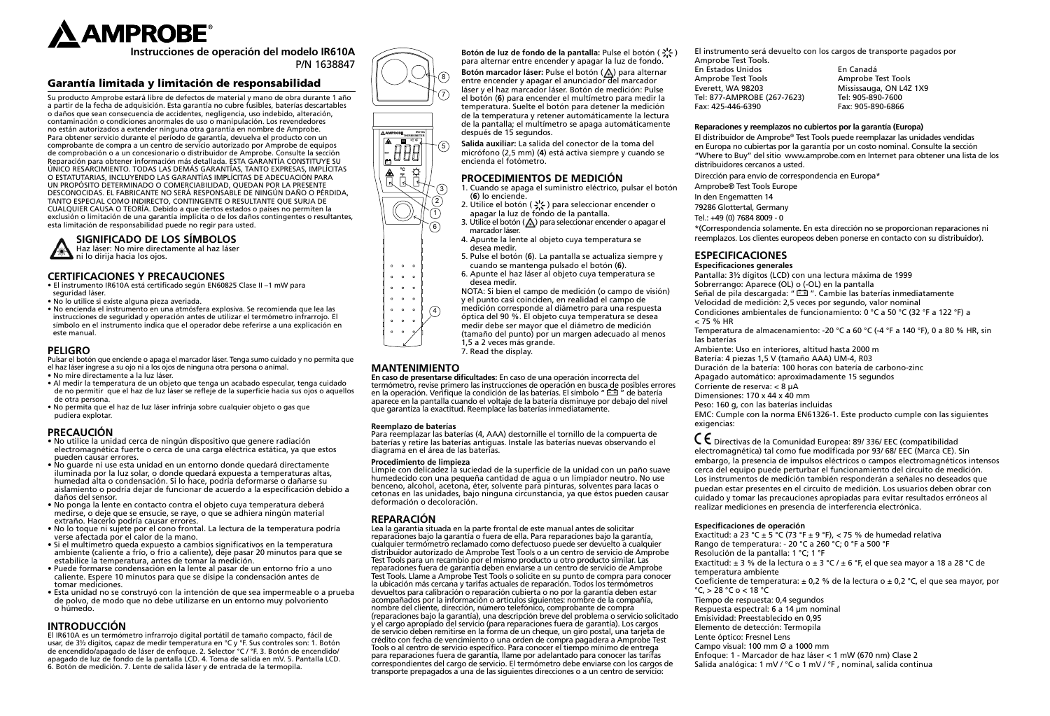# AMPROBE

**Instrucciones de operación del modelo IR610A**
P/N 1638847

## Garantía limitada y limitación de responsabilidad

Su producto Amprobe estará libre de defectos de material y mano de obra durante 1 año a partir de la fecha de adquisición. Esta garantía no cubre fusibles, baterías descartables o daños que sean consecuencia de accidentes, negligencia, uso indebido, alteración, contaminación o condiciones anormales de uso o manipulación. Los revendedores no están autorizados a extender ninguna otra garantía en nombre de Amprobe. Para obtener servicio durante el período de garantía, devuelva el producto con un comprobante de compra a un centro de servicio autorizado por Amprobe de equipos de comprobación o a un concesionario o distribuidor de Amprobe. Consulte la sección Reparación para obtener información más detallada. ESTA GARANTÍA CONSTITUYE SU ÚNICO RESARCIMIENTO. TODAS LAS DEMÁS GARANTÍAS, TANTO EXPRESAS, IMPLÍCITAS O ESTATUTARIAS, INCLUYENDO LAS GARANTÍAS IMPLÍCITAS DE ADECUACIÓN PARA UN PROPÓSITO DETERMINADO O COMERCIABILIDAD, QUEDAN POR LA PRESENTE DESCONOCIDAS. EL FABRICANTE NO SERÁ RESPONSABLE DE NINGÚN DAÑO O PÉRDIDA, TANTO ESPECIAL COMO INDIRECTO, CONTINGENTE O RESULTANTE QUE SURJA DE CUALQUIER CAUSA O TEORÍA. Debido a que ciertos estados o países no permiten la exclusión o limitación de una garantía implícita o de los daños contingentes o resultantes, esta limitación de responsabilidad puede no regir para usted.

### SIGNIFICADO DE LOS SÍMBOLOS

Haz láser: No mire directamente al haz láser ni lo dirija hacia los ojos.

### CERTIFICACIONES Y PRECAUCIONES

- El instrumento IR610A está certificado según EN60825 Clase II –1 mW para seguridad láser.
- No lo utilice si existe alguna pieza averiada.
- No encienda el instrumento en una atmósfera explosiva. Se recomienda que lea las instrucciones de seguridad y operación antes de utilizar el termómetro infrarrojo. El símbolo en el instrumento indica que el operador debe referirse a una explicación en este manual.

### PELIGRO

Pulsar el botón que enciende o apaga el marcador láser. Tenga sumo cuidado y no permita que el haz láser ingrese a su ojo ni a los ojos de ninguna otra persona o animal.

- No mire directamente a la luz láser.
- Al medir la temperatura de un objeto que tenga un acabado especular, tenga cuidado de no permitir que el haz de luz láser se refleje de la superficie hacia sus ojos o aquellos de otra persona.
- No permita que el haz de luz láser infrinja sobre cualquier objeto o gas que pudiera explotar.

### PRECAUCIÓN

- No utilice la unidad cerca de ningún dispositivo que genere radiación electromagnética fuerte o cerca de una carga eléctrica estática, ya que estos pueden causar errores.
- No guarde ni use esta unidad en un entorno donde quedará directamente iluminada por la luz solar, o donde quedará expuesta a temperaturas altas, humedad alta o condensación. Si lo hace, podría deformarse o dañarse su aislamiento o podría dejar de funcionar de acuerdo a la especificación debido a daños del sensor.
- No ponga la lente en contacto contra el objeto cuya temperatura deberá medirse, o deje que se ensucie, se raye, o que se adhiera ningún material extraño. Hacerlo podría causar errores.
- No lo toque ni sujete por el cono frontal. La lectura de la temperatura podría verse afectada por el calor de la mano.
- Si el multímetro queda expuesto a cambios significativos en la temperatura ambiente (caliente a frío, o frío a caliente), deje pasar 20 minutos para que se estabilice la temperatura, antes de tomar la medición.
- Puede formarse condensación en la lente al pasar de un entorno frío a uno caliente. Espere 10 minutos para que se disipe la condensación antes de tomar mediciones.
- Esta unidad no se construyó con la intención de que sea impermeable o a prueba de polvo, de modo que no debe utilizarse en un entorno muy polvoriento o húmedo.

### INTRODUCCIÓN

El IR610A es un termómetro infrarrojo digital portátil de tamaño compacto, fácil de usar, de 3½ dígitos, capaz de medir temperatura en °C y °F. Sus controles son: 1. Botón de encendido/apagado de láser de enfoque. 2. Selector °C / °F. 3. Botón de encendido/apagado de luz de fondo de la pantalla LCD. 4. Toma de salida en mV. 5. Pantalla LCD. 6. Botón de medición. 7. Lente de salida láser y de entrada de la termopila.

**Botón de luz de fondo de la pantalla:** Pulse el botón ( ☀ ) para alternar entre encender y apagar la luz de fondo.

**Botón marcador láser:** Pulse el botón (⚠) para alternar entre encender y apagar el anunciador del marcador láser y el haz marcador láser. Botón de medición: Pulse el botón (**6**) para encender el multímetro para medir la temperatura. Suelte el botón para detener la medición de la temperatura y retener automáticamente la lectura de la pantalla; el multímetro se apaga automáticamente después de 15 segundos.

**Salida auxiliar:** La salida del conector de la toma del micrófono (2,5 mm) (**4**) está activa siempre y cuando se encienda el fotómetro.

### PROCEDIMIENTOS DE MEDICIÓN

1. Cuando se apaga el suministro eléctrico, pulsar el botón (**6**) lo enciende.
2. Utilice el botón ( ☀ ) para seleccionar encender o apagar la luz de fondo de la pantalla.
3. Utilice el botón (⚠) para seleccionar encender o apagar el marcador láser.
4. Apunte la lente al objeto cuya temperatura se desea medir.
5. Pulse el botón (**6**). La pantalla se actualiza siempre y cuando se mantenga pulsado el botón (**6**).
6. Apunte el haz láser al objeto cuya temperatura se desea medir.

NOTA: Si bien el campo de medición (o campo de visión) y el punto casi coinciden, en realidad el campo de medición corresponde al diámetro para una respuesta óptica del 90 %. El objeto cuya temperatura se desea medir debe ser mayor que el diámetro de medición (tamaño del punto) por un margen adecuado al menos 1,5 a 2 veces más grande.

7. Read the display.

### MANTENIMIENTO

**En caso de presentarse dificultades:** En caso de una operación incorrecta del termómetro, revise primero las instrucciones de operación en busca de posibles errores en la operación. Verifique la condición de las baterías. El símbolo " 🔋 " de batería aparece en la pantalla cuando el voltaje de la batería disminuye por debajo del nivel que garantiza la exactitud. Reemplace las baterías inmediatamente.

**Reemplazo de baterías**

Para reemplazar las baterías (4, AAA) destornille el tornillo de la compuerta de baterías y retire las baterías antiguas. Instale las baterías nuevas observando el diagrama en el área de las baterías.

**Procedimiento de limpieza**

Limpie con delicadeza la suciedad de la superficie de la unidad con un paño suave humedecido con una pequeña cantidad de agua o un limpiador neutro. No use benceno, alcohol, acetona, éter, solvente para pinturas, solventes para lacas o cetonas en las unidades, bajo ninguna circunstancia, ya que éstos pueden causar deformación o decoloración.

### REPARACIÓN

Lea la garantía situada en la parte frontal de este manual antes de solicitar reparaciones bajo la garantía o fuera de ella. Para reparaciones bajo la garantía, cualquier termómetro reclamado como defectuoso puede ser devuelto a cualquier distribuidor autorizado de Amprobe Test Tools o a un centro de servicio de Amprobe Test Tools para un recambio por el mismo producto u otro producto similar. Las reparaciones fuera de garantía deben enviarse a un centro de servicio de Amprobe Test Tools. Llame a Amprobe Test Tools o solicite en su punto de compra para conocer la ubicación más cercana y tarifas actuales de reparación. Todos los termómetros devueltos para calibración o reparación cubierta o no por la garantía deben estar acompañados por la información o artículos siguientes: nombre de la compañía, nombre del cliente, dirección, número telefónico, comprobante de compra (reparaciones bajo la garantía), una descripción breve del problema o servicio solicitado y el cargo apropiado del servicio (para reparaciones fuera de garantía). Los cargos de servicio deben remitirse en la forma de un cheque, un giro postal, una tarjeta de crédito con fecha de vencimiento o una orden de compra pagadera a Amprobe Test Tools o al centro de servicio específico. Para conocer el tiempo de entrega para reparaciones fuera de garantía, llame por adelantado para conocer las tarifas correspondientes del cargo de servicio. El termómetro debe enviarse con los cargos de transporte prepagados a una de las siguientes direcciones o a un centro de servicio:

El instrumento será devuelto con los cargos de transporte pagados por Amprobe Test Tools.

| En Estados Unidos | En Canadá |
|---|---|
| Amprobe Test Tools | Amprobe Test Tools |
| Everett, WA 98203 | Mississauga, ON L4Z 1X9 |
| Tel: 877-AMPROBE (267-7623) | Tel: 905-890-7600 |
| Fax: 425-446-6390 | Fax: 905-890-6866 |

**Reparaciones y reemplazos no cubiertos por la garantía (Europa)**

El distribuidor de Amprobe® Test Tools puede reemplazar las unidades vendidas en Europa no cubiertas por la garantía por un costo nominal. Consulte la sección "Where to Buy" del sitio www.amprobe.com en Internet para obtener una lista de los distribuidores cercanos a usted.

Dirección para envío de correspondencia en Europa*

Amprobe® Test Tools Europe
In den Engematten 14
79286 Glottertal, Germany
Tel.: +49 (0) 7684 8009 - 0

*(Correspondencia solamente. En esta dirección no se proporcionan reparaciones ni reemplazos. Los clientes europeos deben ponerse en contacto con su distribuidor).

### ESPECIFICACIONES

**Especificaciones generales**

Pantalla: 3½ dígitos (LCD) con una lectura máxima de 1999
Sobrerrango: Aparece (OL) o (-OL) en la pantalla
Señal de pila descargada: " 🔋 ". Cambie las baterías inmediatamente
Velocidad de medición: 2,5 veces por segundo, valor nominal
Condiciones ambientales de funcionamiento: 0 °C a 50 °C (32 °F a 122 °F) a < 75 % HR
Temperatura de almacenamiento: -20 °C a 60 °C (-4 °F a 140 °F), 0 a 80 % HR, sin las baterías
Ambiente: Uso en interiores, altitud hasta 2000 m
Batería: 4 piezas 1,5 V (tamaño AAA) UM-4, R03
Duración de la batería: 100 horas con batería de carbono-zinc
Apagado automático: aproximadamente 15 segundos
Corriente de reserva: < 8 µA
Dimensiones: 170 x 44 x 40 mm
Peso: 160 g, con las baterías incluidas
EMC: Cumple con la norma EN61326-1. Este producto cumple con las siguientes exigencias:

CE Directivas de la Comunidad Europea: 89/ 336/ EEC (compatibilidad electromagnética) tal como fue modificada por 93/ 68/ EEC (Marca CE). Sin embargo, la presencia de impulsos eléctricos o campos electromagnéticos intensos cerca del equipo puede perturbar el funcionamiento del circuito de medición. Los instrumentos de medición también responderán a señales no deseados que puedan estar presentes en el circuito de medición. Los usuarios deben obrar con cuidado y tomar las precauciones apropiadas para evitar resultados erróneos al realizar mediciones en presencia de interferencia electrónica.

**Especificaciones de operación**

Exactitud: a 23 °C ± 5 °C (73 °F ± 9 °F), < 75 % de humedad relativa
Rango de temperatura: - 20 °C a 260 °C; 0 °F a 500 °F
Resolución de la pantalla: 1 °C; 1 °F
Exactitud: ± 3 % de la lectura o ± 3 °C / ± 6 °F, el que sea mayor a 18 a 28 °C de temperatura ambiente
Coeficiente de temperatura: ± 0,2 % de la lectura o ± 0,2 °C, el que sea mayor, por °C, > 28 °C o < 18 °C
Tiempo de respuesta: 0,4 segundos
Respuesta espectral: 6 a 14 µm nominal
Emisividad: Preestablecido en 0,95
Elemento de detección: Termopila
Lente óptico: Fresnel Lens
Campo visual: 100 mm Ø a 1000 mm
Enfoque: 1 - Marcador de haz láser < 1 mW (670 nm) Clase 2
Salida analógica: 1 mV / °C o 1 mV / °F , nominal, salida continua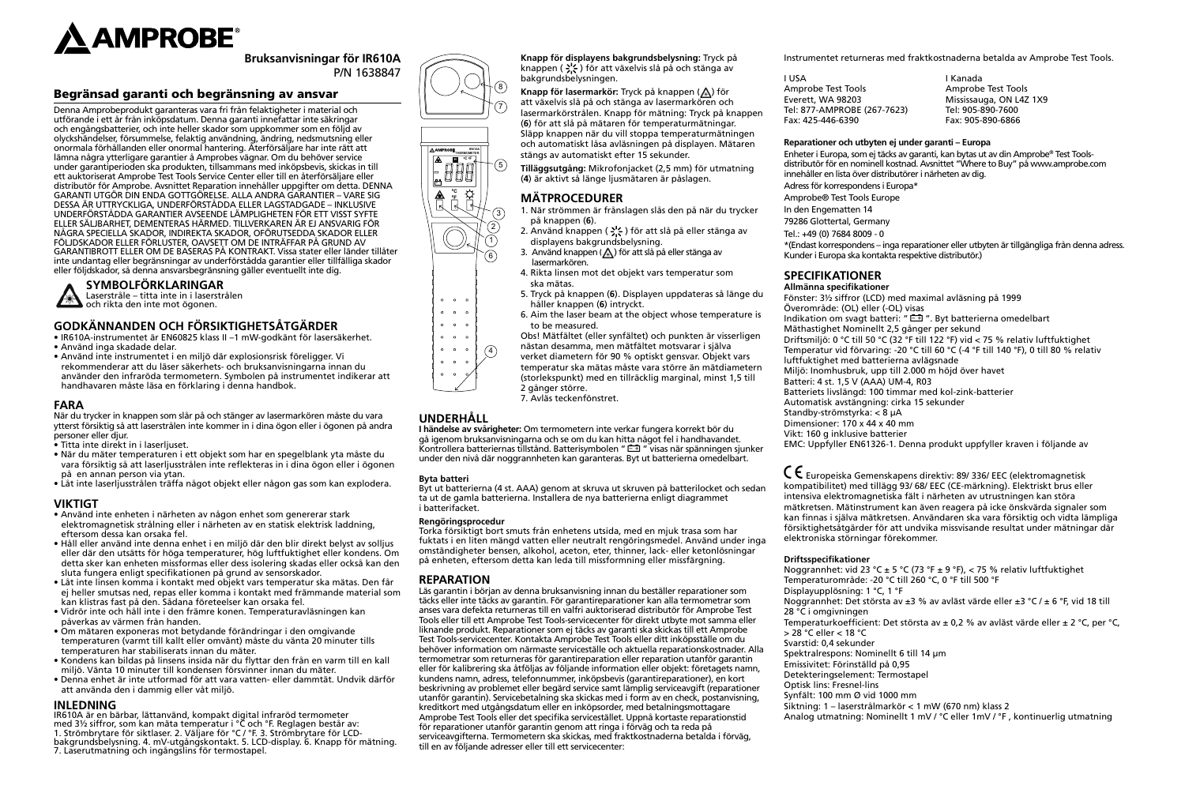# AMPROBE

**Bruksanvisningar för IR610A**
P/N 1638847

## Begränsad garanti och begränsning av ansvar

Denna Amprobeprodukt garanteras vara fri från felaktigheter i material och utförande i ett år från inköpsdatum. Denna garanti innefattar inte säkringar och engångsbatterier, och inte heller skador som uppkommer som en följd av olyckshändelser, försummelse, felaktig användning, ändring, nedsmutsning eller onormala förhållanden eller onormal hantering. Återförsäljare har inte rätt att lämna några ytterligare garantier å Amprobes vägnar. Om du behöver service under garantiperioden ska produkten, tillsammans med inköpsbevis, skickas in till ett auktoriserat Amprobe Test Tools Service Center eller till en återförsäljare eller distributör för Amprobe. Avsnittet Reparation innehåller uppgifter om detta. DENNA GARANTI UTGÖR DIN ENDA GOTTGÖRELSE. ALLA ANDRA GARANTIER – VARE SIG DESSA ÄR UTTRYCKLIGA, UNDERFÖRSTÅDDA ELLER LAGSTADGADE – INKLUSIVE UNDERFÖRSTÅDDA GARANTIER AVSEENDE LÄMPLIGHETEN FÖR ETT VISST SYFTE ELLER SÄLJBARHET, DEMENTERAS HÄRMED. TILLVERKAREN ÄR EJ ANSVARIG FÖR NÅGRA SPECIELLA SKADOR, INDIREKTA SKADOR, OFÖRUTSEDDA SKADOR ELLER FÖLJDSKADOR ELLER FÖRLUSTER, OAVSETT OM DE INTRÄFFAR PÅ GRUND AV GARANTIBROTT ELLER OM DE BASERAS PÅ KONTRAKT. Vissa stater eller länder tillåter inte undantag eller begränsningar av underförstådda garantier eller tillfälliga skador eller följdskador, så denna ansvarsbegränsning gäller eventuellt inte dig.

## SYMBOLFÖRKLARINGAR

Laserstråle – titta inte in i laserstrålen och rikta den inte mot ögonen.

## GODKÄNNANDEN OCH FÖRSIKTIGHETSÅTGÄRDER

- IR610A-instrumentet är EN60825 klass II –1 mW-godkänt för lasersäkerhet.
- Använd inga skadade delar.
- Använd inte instrumentet i en miljö där explosionsrisk föreligger. Vi rekommenderar att du läser säkerhets- och bruksanvisningarna innan du använder den infraröda termometern. Symbolen på instrumentet indikerar att handhavaren måste läsa en förklaring i denna handbok.

## FARA

När du trycker in knappen som slår på och stänger av lasermarkören måste du vara ytterst försiktig så att laserstrålen inte kommer in i dina ögon eller i ögonen på andra personer eller djur.

- Titta inte direkt in i laserljuset.
- När du mäter temperaturen i ett objekt som har en spegelblank yta måste du vara försiktig så att laserljusstrålen inte reflekteras in i dina ögon eller i ögonen på en annan person via ytan.
- Låt inte laserljusstrålen träffa något objekt eller någon gas som kan explodera.

## VIKTIGT

- Använd inte enheten i närheten av någon enhet som genererar stark elektromagnetisk strålning eller i närheten av en statisk elektrisk laddning, eftersom dessa kan orsaka fel.
- Håll eller använd inte denna enhet i en miljö där den blir direkt belyst av solljus eller där den utsätts för höga temperaturer, hög luftfuktighet eller kondens. Om detta sker kan enheten missformas eller dess isolering skadas eller också kan den sluta fungera enligt specifikationen på grund av sensorskador.
- Låt inte linsen komma i kontakt med objekt vars temperatur ska mätas. Den får ej heller smutsas ned, repas eller komma i kontakt med främmande material som kan klistras fast på den. Sådana företeelser kan orsaka fel.
- Vidrör inte och håll inte i den främre konen. Temperaturavläsningen kan påverkas av värmen från handen.
- Om mätaren exponeras mot betydande förändringar i den omgivande temperaturen (varmt till kallt eller omvänt) måste du vänta 20 minuter tills temperaturen har stabiliserats innan du mäter.
- Kondens kan bildas på linsens insida när du flyttar den från en varm till en kall miljö. Vänta 10 minuter till kondensen försvinner innan du mäter.
- Denna enhet är inte utformad för att vara vatten- eller dammtät. Undvik därför att använda den i dammig eller våt miljö.

## INLEDNING

IR610A är en bärbar, lättanvänd, kompakt digital infraröd termometer med 3½ siffror, som kan mäta temperatur i °C och °F. Reglagen består av: 1. Strömbrytare för siktlaser. 2. Väljare för °C / °F. 3. Strömbrytare för LCD-bakgrundsbelysning. 4. mV-utgångskontakt. 5. LCD-display. 6. Knapp för mätning. 7. Laserutmatning och ingångslins för termostapel.

**Knapp för displayens bakgrundsbelysning:** Tryck på knappen ( ) för att växelvis slå på och stänga av bakgrundsbelysningen.

**Knapp för lasermarkör:** Tryck på knappen ( ) för att växelvis slå på och stänga av lasermarkören och lasermarkörstrålen. Knapp för mätning: Tryck på knappen (**6**) för att slå på mätaren för temperaturmätningar. Släpp knappen när du vill stoppa temperaturmätningen och automatiskt låsa avläsningen på displayen. Mätaren stängs av automatiskt efter 15 sekunder.

**Tilläggsutgång:** Mikrofonjacket (2,5 mm) för utmatning (**4**) är aktivt så länge ljusmätaren är påslagen.

## MÄTPROCEDURER

1. När strömmen är frånslagen slås den på när du trycker på knappen (**6**).
2. Använd knappen ( ) för att slå på eller stänga av displayens bakgrundsbelysning.
3. Använd knappen ( ) för att slå på eller stänga av lasermarkören.
4. Rikta linsen mot det objekt vars temperatur som ska mätas.
5. Tryck på knappen (**6**). Displayen uppdateras så länge du håller knappen (**6**) intryckt.
6. Aim the laser beam at the object whose temperature is to be measured.

Obs! Mätfältet (eller synfältet) och punkten är visserligen nästan desamma, men mätfältet motsvarar i själva verket diametern för 90 % optiskt gensvar. Objekt vars temperatur ska mätas måste vara större än mätdiametern (storlekspunkt) med en tillräcklig marginal, minst 1,5 till 2 gånger större.

7. Avläs teckenfönstret.

## UNDERHÅLL

**I händelse av svårigheter:** Om termometern inte verkar fungera korrekt bör du gå igenom bruksanvisningarna och se om du kan hitta något fel i handhavandet. Kontrollera batteriernas tillstånd. Batterisymbolen " " visas när spänningen sjunker under den nivå där noggrannheten kan garanteras. Byt ut batterierna omedelbart.

**Byta batteri**

Byt ut batterierna (4 st. AAA) genom att skruva ut skruven på batterilocket och sedan ta ut de gamla batterierna. Installera de nya batterierna enligt diagrammet i batterifacket.

**Rengöringsprocedur**

Torka försiktigt bort smuts från enhetens utsida, med en mjuk trasa som har fuktats i en liten mängd vatten eller neutralt rengöringsmedel. Använd under inga omständigheter bensen, alkohol, aceton, eter, thinner, lack- eller ketonlösningar på enheten, eftersom detta kan leda till missformning eller missfärgning.

## REPARATION

Läs garantin i början av denna bruksanvisning innan du beställer reparationer som täcks eller inte täcks av garantin. För garantireparationer kan alla termometrar som anses vara defekta returneras till en valfri auktoriserad distributör för Amprobe Test Tools eller till ett Amprobe Test Tools-servicecenter för direkt utbyte mot samma eller liknande produkt. Reparationer som ej täcks av garanti ska skickas till ett Amprobe Test Tools-servicecenter. Kontakta Amprobe Test Tools eller ditt inköpsställe om du behöver information om närmaste serviceställe och aktuella reparationskostnader. Alla termometrar som returneras för garantireparation eller reparation utanför garantin eller för kalibrering ska åtföljas av följande information eller objekt: företagets namn, kundens namn, adress, telefonnummer, inköpsbevis (garantireparationer), en kort beskrivning av problemet eller begärd service samt lämplig serviceavgift (reparationer utanför garantin). Servicebetalning ska skickas med i form av en check, postanvisning, kreditkort med utgångsdatum eller en inköpsorder, med betalningsmottagare Amprobe Test Tools eller det specifika servicestället. Uppnå kortaste reparationstid för reparationer utanför garantin genom att ringa i förväg och ta reda på serviceavgifterna. Termometern ska skickas, med fraktkostnaderna betalda i förväg, till en av följande adresser eller till ett servicecenter:

Instrumentet returneras med fraktkostnaderna betalda av Amprobe Test Tools.

I USA
Amprobe Test Tools
Everett, WA 98203
Tel: 877-AMPROBE (267-7623)
Fax: 425-446-6390

I Kanada
Amprobe Test Tools
Mississauga, ON L4Z 1X9
Tel: 905-890-7600
Fax: 905-890-6866

**Reparationer och utbyten ej under garanti – Europa**

Enheter i Europa, som ej täcks av garanti, kan bytas ut av din Amprobe® Test Tools-distributör för en nominell kostnad. Avsnittet "Where to Buy" på www.amprobe.com innehåller en lista över distributörer i närheten av dig.

Adress för korrespondens i Europa*
Amprobe® Test Tools Europe
In den Engematten 14
79286 Glottertal, Germany
Tel.: +49 (0) 7684 8009 - 0

*(Endast korrespondens – inga reparationer eller utbyten är tillgängliga från denna adress. Kunder i Europa ska kontakta respektive distributör.)

## SPECIFIKATIONER

**Allmänna specifikationer**

Fönster: 3½ siffror (LCD) med maximal avläsning på 1999
Överområde: (OL) eller (-OL) visas
Indikation om svagt batteri: " ". Byt batterierna omedelbart
Mäthastighet Nominellt 2,5 gånger per sekund
Driftsmiljö: 0 °C till 50 °C (32 °F till 122 °F) vid < 75 % relativ luftfuktighet
Temperatur vid förvaring: -20 °C till 60 °C (-4 °F till 140 °F), 0 till 80 % relativ luftfuktighet med batterierna avlägsnade
Miljö: Inomhusbruk, upp till 2.000 m höjd över havet
Batteri: 4 st. 1,5 V (AAA) UM-4, R03
Batteriets livslängd: 100 timmar med kol-zink-batterier
Automatisk avstängning: cirka 15 sekunder
Standby-strömstyrka: < 8 µA
Dimensioner: 170 x 44 x 40 mm
Vikt: 160 g inklusive batterier
EMC: Uppfyller EN61326-1. Denna produkt uppfyller kraven i följande av

CE Europeiska Gemenskapens direktiv: 89/ 336/ EEC (elektromagnetisk kompatibilitet) med tillägg 93/ 68/ EEC (CE-märkning). Elektriskt brus eller intensiva elektromagnetiska fält i närheten av utrustningen kan störa mätkretsen. Mätinstrument kan även reagera på icke önskvärda signaler som kan finnas i själva mätkretsen. Användaren ska vara försiktig och vidta lämpliga försiktighetsåtgärder för att undvika missvisande resultat under mätningar där elektroniska störningar förekommer.

**Driftsspecifikationer**

Noggrannhet: vid 23 °C ± 5 °C (73 °F ± 9 °F), < 75 % relativ luftfuktighet
Temperaturområde: -20 °C till 260 °C, 0 °F till 500 °F
Displayupplösning: 1 °C, 1 °F
Noggrannhet: Det största av ±3 % av avläst värde eller ±3 °C / ± 6 °F, vid 18 till 28 °C i omgivningen
Temperaturkoefficient: Det största av ± 0,2 % av avläst värde eller ± 2 °C, per °C, > 28 °C eller < 18 °C
Svarstid: 0,4 sekunder
Spektralrespons: Nominellt 6 till 14 µm
Emissivitet: Förinställd på 0,95
Detekteringselement: Termostapel
Optisk lins: Fresnel-lins
Synfält: 100 mm Ø vid 1000 mm
Siktning: 1 – laserstrålmarkör < 1 mW (670 nm) klass 2
Analog utmatning: Nominellt 1 mV / °C eller 1mV / °F , kontinuerlig utmatning